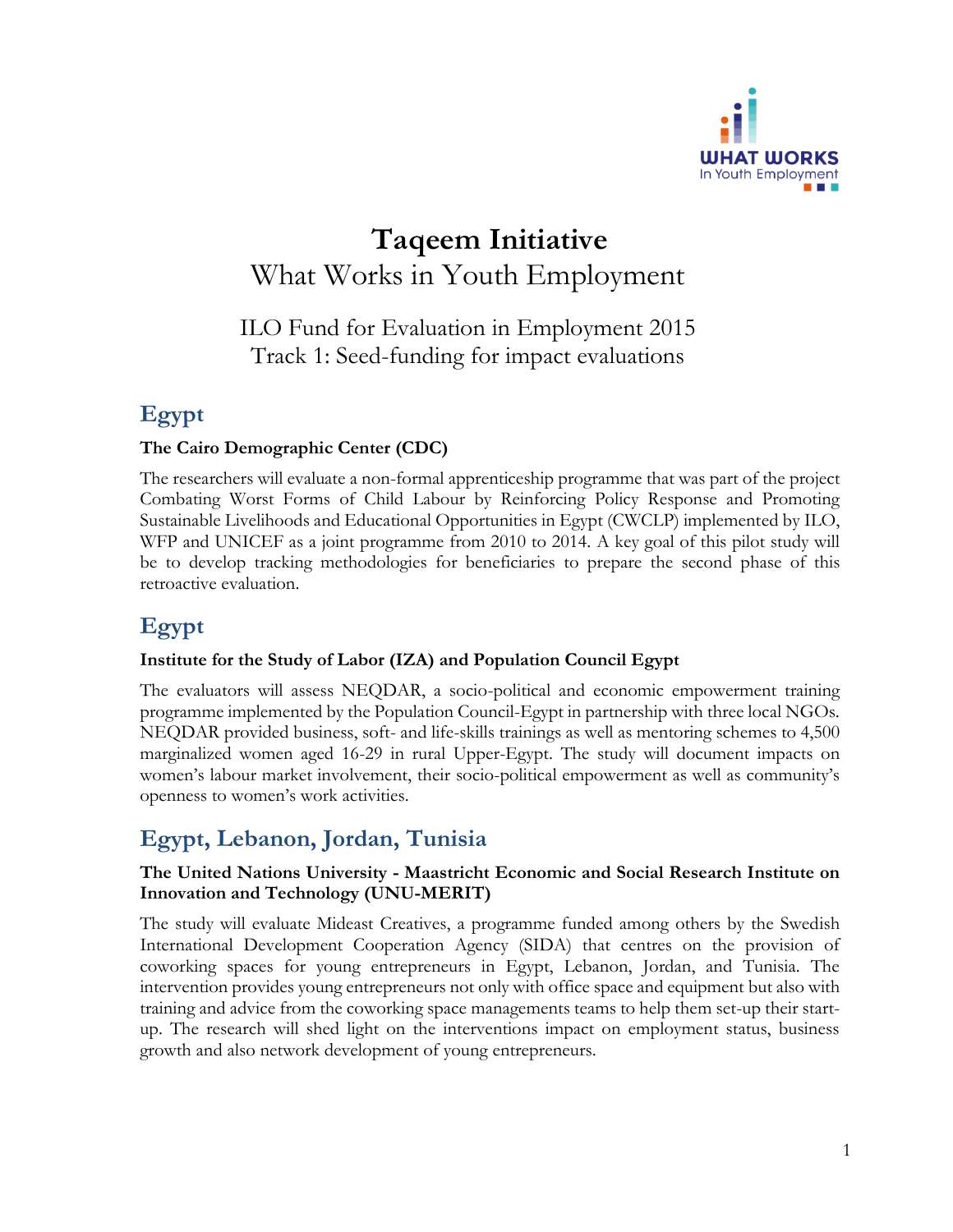# Taqeem Initiative

What Works in Youth Employment

ILO Fund for Evaluation in Employment 2015
Track 1: Seed-funding for impact evaluations

## Egypt

**The Cairo Demographic Center (CDC)**

The researchers will evaluate a non-formal apprenticeship programme that was part of the project Combating Worst Forms of Child Labour by Reinforcing Policy Response and Promoting Sustainable Livelihoods and Educational Opportunities in Egypt (CWCLP) implemented by ILO, WFP and UNICEF as a joint programme from 2010 to 2014. A key goal of this pilot study will be to develop tracking methodologies for beneficiaries to prepare the second phase of this retroactive evaluation.

## Egypt

**Institute for the Study of Labor (IZA) and Population Council Egypt**

The evaluators will assess NEQDAR, a socio-political and economic empowerment training programme implemented by the Population Council-Egypt in partnership with three local NGOs. NEQDAR provided business, soft- and life-skills trainings as well as mentoring schemes to 4,500 marginalized women aged 16-29 in rural Upper-Egypt. The study will document impacts on women's labour market involvement, their socio-political empowerment as well as community's openness to women's work activities.

## Egypt, Lebanon, Jordan, Tunisia

**The United Nations University - Maastricht Economic and Social Research Institute on Innovation and Technology (UNU-MERIT)**

The study will evaluate Mideast Creatives, a programme funded among others by the Swedish International Development Cooperation Agency (SIDA) that centres on the provision of coworking spaces for young entrepreneurs in Egypt, Lebanon, Jordan, and Tunisia. The intervention provides young entrepreneurs not only with office space and equipment but also with training and advice from the coworking space managements teams to help them set-up their start-up. The research will shed light on the interventions impact on employment status, business growth and also network development of young entrepreneurs.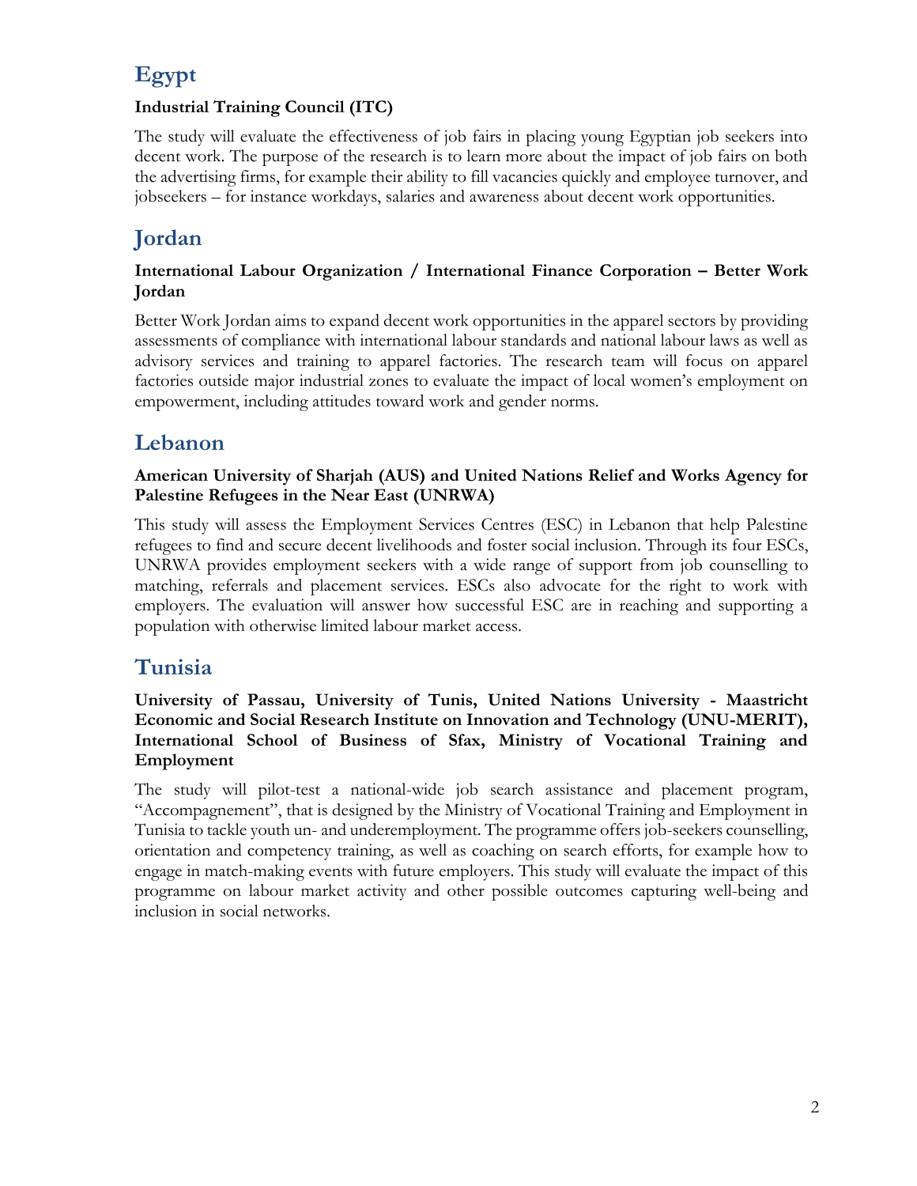## Egypt

**Industrial Training Council (ITC)**

The study will evaluate the effectiveness of job fairs in placing young Egyptian job seekers into decent work. The purpose of the research is to learn more about the impact of job fairs on both the advertising firms, for example their ability to fill vacancies quickly and employee turnover, and jobseekers – for instance workdays, salaries and awareness about decent work opportunities.

## Jordan

**International Labour Organization / International Finance Corporation – Better Work Jordan**

Better Work Jordan aims to expand decent work opportunities in the apparel sectors by providing assessments of compliance with international labour standards and national labour laws as well as advisory services and training to apparel factories. The research team will focus on apparel factories outside major industrial zones to evaluate the impact of local women's employment on empowerment, including attitudes toward work and gender norms.

## Lebanon

**American University of Sharjah (AUS) and United Nations Relief and Works Agency for Palestine Refugees in the Near East (UNRWA)**

This study will assess the Employment Services Centres (ESC) in Lebanon that help Palestine refugees to find and secure decent livelihoods and foster social inclusion. Through its four ESCs, UNRWA provides employment seekers with a wide range of support from job counselling to matching, referrals and placement services. ESCs also advocate for the right to work with employers. The evaluation will answer how successful ESC are in reaching and supporting a population with otherwise limited labour market access.

## Tunisia

**University of Passau, University of Tunis, United Nations University - Maastricht Economic and Social Research Institute on Innovation and Technology (UNU-MERIT), International School of Business of Sfax, Ministry of Vocational Training and Employment**

The study will pilot-test a national-wide job search assistance and placement program, "Accompagnement", that is designed by the Ministry of Vocational Training and Employment in Tunisia to tackle youth un- and underemployment. The programme offers job-seekers counselling, orientation and competency training, as well as coaching on search efforts, for example how to engage in match-making events with future employers. This study will evaluate the impact of this programme on labour market activity and other possible outcomes capturing well-being and inclusion in social networks.